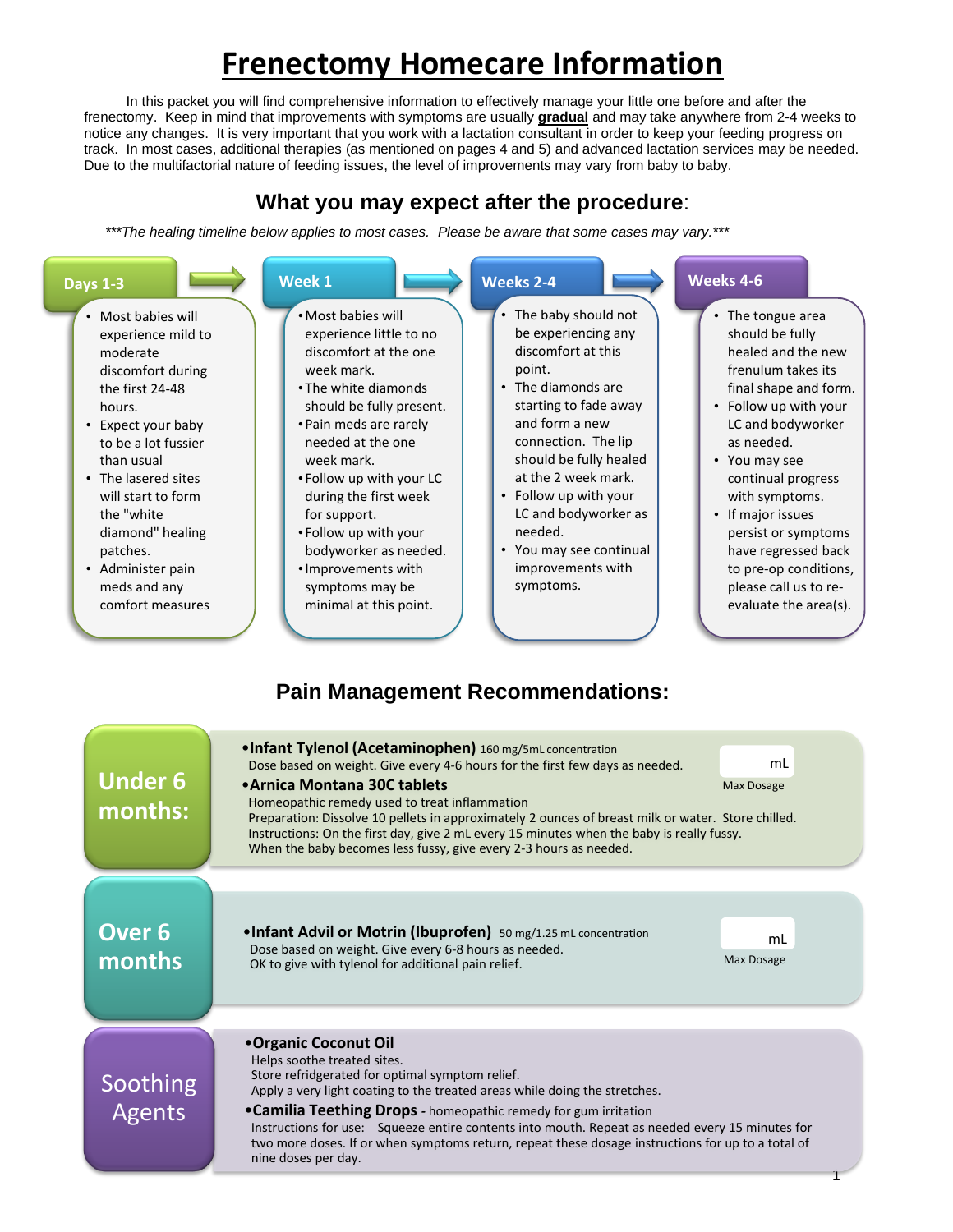# Frenectomy Homecare Information

In this packet you will find comprehensive information to effectively manage your little one before and after the frenectomy. Keep in mind that improvements with symptoms are usually **gradual** and may take anywhere from 2-4 weeks to notice any changes. It is very important that you work with a lactation consultant in order to keep your feeding progress on track. In most cases, additional therapies (as mentioned on pages 4 and 5) and advanced lactation services may be needed. Due to the multifactorial nature of feeding issues, the level of improvements may vary from baby to baby.

## What you may expect after the procedure:

****The healing timeline below applies to most cases. Please be aware that some cases may vary.****

### Days 1-3

- Most babies will experience mild to moderate discomfort during the first 24-48 hours.
- Expect your baby to be a lot fussier than usual
- The lasered sites will start to form the "white diamond" healing patches.
- Administer pain meds and any comfort measures

### Week 1

- Most babies will experience little to no discomfort at the one week mark.
- The white diamonds should be fully present.
- Pain meds are rarely needed at the one week mark.
- Follow up with your LC during the first week for support.
- Follow up with your bodyworker as needed.
- Improvements with symptoms may be minimal at this point.

### Weeks 2-4

- The baby should not be experiencing any discomfort at this point.
- The diamonds are starting to fade away and form a new connection. The lip should be fully healed at the 2 week mark.
- Follow up with your LC and bodyworker as needed.
- You may see continual improvements with symptoms.

### Weeks 4-6

- The tongue area should be fully healed and the new frenulum takes its final shape and form.
- Follow up with your LC and bodyworker as needed.
- You may see continual progress with symptoms.
- If major issues persist or symptoms have regressed back to pre-op conditions, please call us to re-evaluate the area(s).

## Pain Management Recommendations:

### Under 6 months:

- **Infant Tylenol (Acetaminophen)** 160 mg/5mL concentration
  Dose based on weight. Give every 4-6 hours for the first few days as needed.
  ______ mL Max Dosage
- **Arnica Montana 30C tablets**
  Homeopathic remedy used to treat inflammation
  Preparation: Dissolve 10 pellets in approximately 2 ounces of breast milk or water. Store chilled.
  Instructions: On the first day, give 2 mL every 15 minutes when the baby is really fussy.
  When the baby becomes less fussy, give every 2-3 hours as needed.

### Over 6 months

- **Infant Advil or Motrin (Ibuprofen)** 50 mg/1.25 mL concentration
  Dose based on weight. Give every 6-8 hours as needed.
  OK to give with tylenol for additional pain relief.
  ______ mL Max Dosage

### Soothing Agents

- **Organic Coconut Oil**
  Helps soothe treated sites.
  Store refridgerated for optimal symptom relief.
  Apply a very light coating to the treated areas while doing the stretches.
- **Camilia Teething Drops** - homeopathic remedy for gum irritation
  Instructions for use: Squeeze entire contents into mouth. Repeat as needed every 15 minutes for two more doses. If or when symptoms return, repeat these dosage instructions for up to a total of nine doses per day.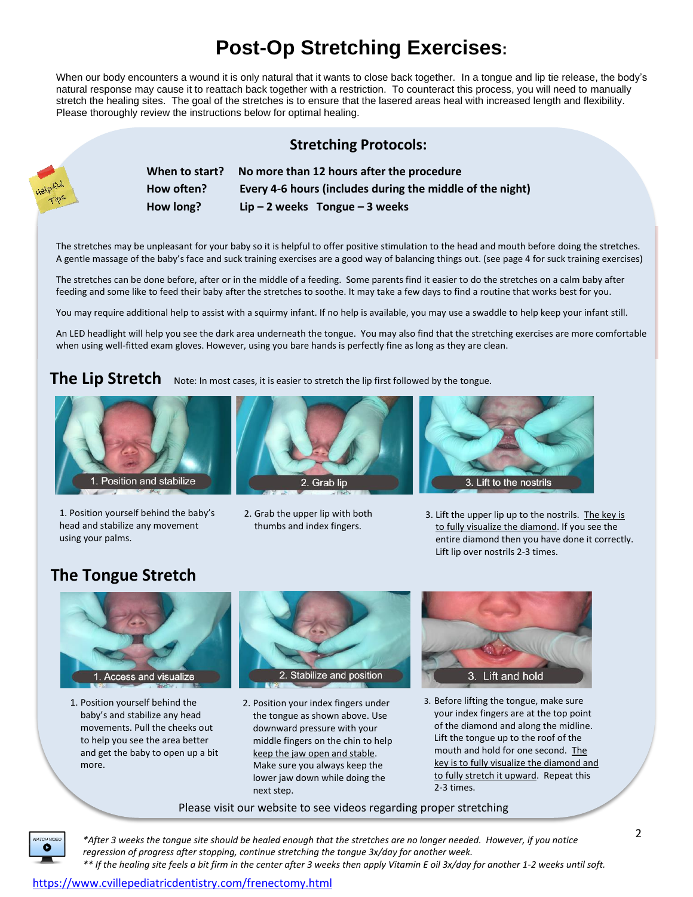# Post-Op Stretching Exercises:

When our body encounters a wound it is only natural that it wants to close back together. In a tongue and lip tie release, the body's natural response may cause it to reattach back together with a restriction. To counteract this process, you will need to manually stretch the healing sites. The goal of the stretches is to ensure that the lasered areas heal with increased length and flexibility. Please thoroughly review the instructions below for optimal healing.

## Stretching Protocols:

**When to start?** **No more than 12 hours after the procedure**

**How often?** **Every 4-6 hours (includes during the middle of the night)**

**How long?** **Lip – 2 weeks Tongue – 3 weeks**

The stretches may be unpleasant for your baby so it is helpful to offer positive stimulation to the head and mouth before doing the stretches. A gentle massage of the baby's face and suck training exercises are a good way of balancing things out. (see page 4 for suck training exercises)

The stretches can be done before, after or in the middle of a feeding. Some parents find it easier to do the stretches on a calm baby after feeding and some like to feed their baby after the stretches to soothe. It may take a few days to find a routine that works best for you.

You may require additional help to assist with a squirmy infant. If no help is available, you may use a swaddle to help keep your infant still.

An LED headlight will help you see the dark area underneath the tongue. You may also find that the stretching exercises are more comfortable when using well-fitted exam gloves. However, using you bare hands is perfectly fine as long as they are clean.

## The Lip Stretch

Note: In most cases, it is easier to stretch the lip first followed by the tongue.

1. Position and stabilize
2. Grab lip
3. Lift to the nostrils

1. Position yourself behind the baby's head and stabilize any movement using your palms.
2. Grab the upper lip with both thumbs and index fingers.
3. Lift the upper lip up to the nostrils. The key is to fully visualize the diamond. If you see the entire diamond then you have done it correctly. Lift lip over nostrils 2-3 times.

## The Tongue Stretch

1. Access and visualize
2. Stabilize and position
3. Lift and hold

1. Position yourself behind the baby's and stabilize any head movements. Pull the cheeks out to help you see the area better and get the baby to open up a bit more.
2. Position your index fingers under the tongue as shown above. Use downward pressure with your middle fingers on the chin to help keep the jaw open and stable. Make sure you always keep the lower jaw down while doing the next step.
3. Before lifting the tongue, make sure your index fingers are at the top point of the diamond and along the midline. Lift the tongue up to the roof of the mouth and hold for one second. The key is to fully visualize the diamond and to fully stretch it upward. Repeat this 2-3 times.

Please visit our website to see videos regarding proper stretching

WATCH VIDEO

*\*After 3 weeks the tongue site should be healed enough that the stretches are no longer needed. However, if you notice regression of progress after stopping, continue stretching the tongue 3x/day for another week.*

*\*\* If the healing site feels a bit firm in the center after 3 weeks then apply Vitamin E oil 3x/day for another 1-2 weeks until soft.*

https://www.cvillepediatricdentistry.com/frenectomy.html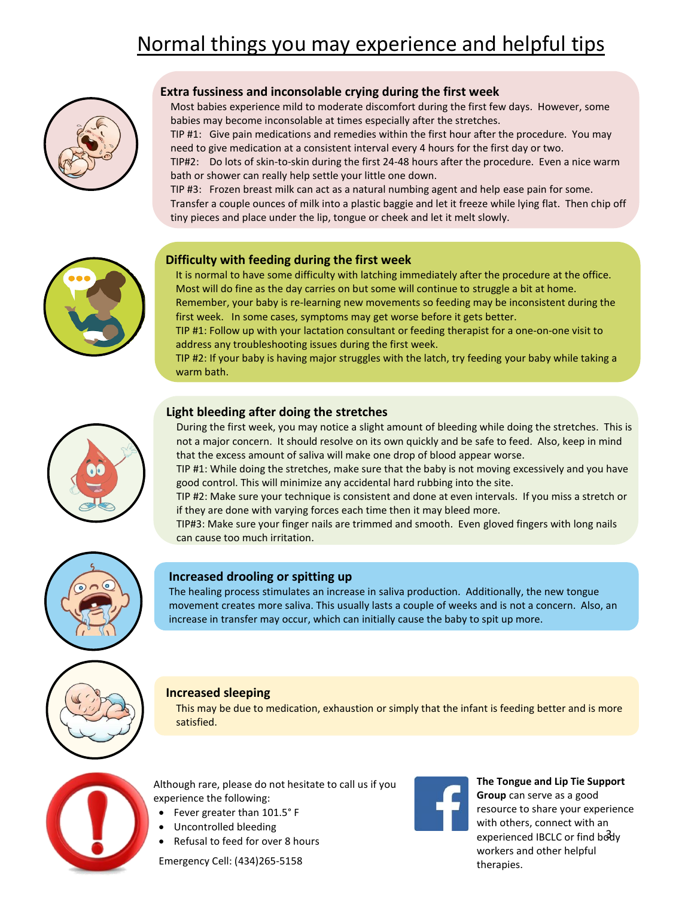# Normal things you may experience and helpful tips

## Extra fussiness and inconsolable crying during the first week

Most babies experience mild to moderate discomfort during the first few days. However, some babies may become inconsolable at times especially after the stretches.

TIP #1: Give pain medications and remedies within the first hour after the procedure. You may need to give medication at a consistent interval every 4 hours for the first day or two.

TIP#2: Do lots of skin-to-skin during the first 24-48 hours after the procedure. Even a nice warm bath or shower can really help settle your little one down.

TIP #3: Frozen breast milk can act as a natural numbing agent and help ease pain for some. Transfer a couple ounces of milk into a plastic baggie and let it freeze while lying flat. Then chip off tiny pieces and place under the lip, tongue or cheek and let it melt slowly.

## Difficulty with feeding during the first week

It is normal to have some difficulty with latching immediately after the procedure at the office. Most will do fine as the day carries on but some will continue to struggle a bit at home. Remember, your baby is re-learning new movements so feeding may be inconsistent during the first week. In some cases, symptoms may get worse before it gets better.

TIP #1: Follow up with your lactation consultant or feeding therapist for a one-on-one visit to address any troubleshooting issues during the first week.

TIP #2: If your baby is having major struggles with the latch, try feeding your baby while taking a warm bath.

## Light bleeding after doing the stretches

During the first week, you may notice a slight amount of bleeding while doing the stretches. This is not a major concern. It should resolve on its own quickly and be safe to feed. Also, keep in mind that the excess amount of saliva will make one drop of blood appear worse.

TIP #1: While doing the stretches, make sure that the baby is not moving excessively and you have good control. This will minimize any accidental hard rubbing into the site.

TIP #2: Make sure your technique is consistent and done at even intervals. If you miss a stretch or if they are done with varying forces each time then it may bleed more.

TIP#3: Make sure your finger nails are trimmed and smooth. Even gloved fingers with long nails can cause too much irritation.

## Increased drooling or spitting up

The healing process stimulates an increase in saliva production. Additionally, the new tongue movement creates more saliva. This usually lasts a couple of weeks and is not a concern. Also, an increase in transfer may occur, which can initially cause the baby to spit up more.

## Increased sleeping

This may be due to medication, exhaustion or simply that the infant is feeding better and is more satisfied.

Although rare, please do not hesitate to call us if you experience the following:

- Fever greater than 101.5˚ F
- Uncontrolled bleeding
- Refusal to feed for over 8 hours

Emergency Cell: (434)265-5158

**The Tongue and Lip Tie Support Group** can serve as a good resource to share your experience with others, connect with an experienced IBCLC or find body workers and other helpful therapies.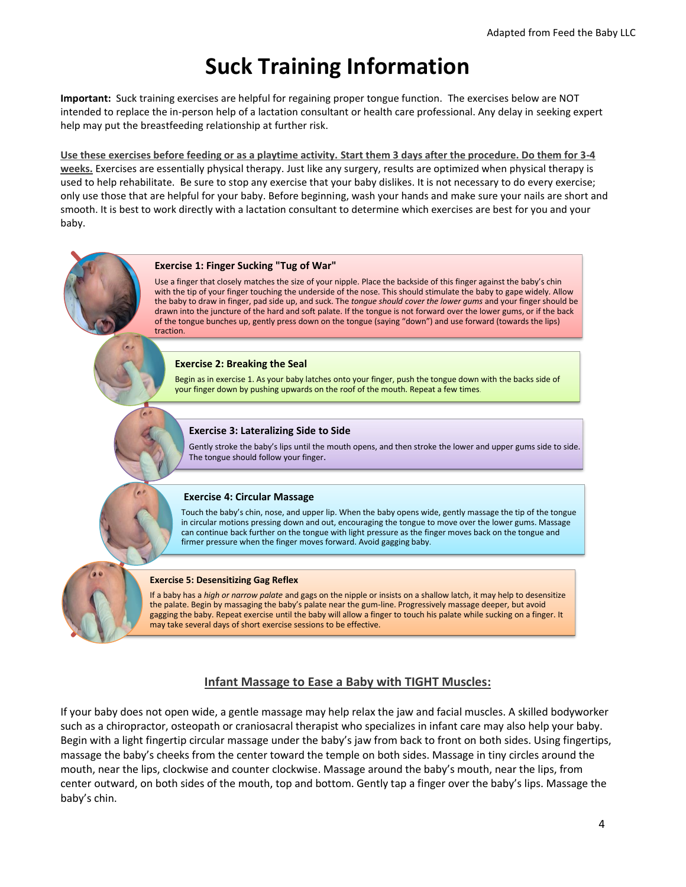# Suck Training Information

**Important:** Suck training exercises are helpful for regaining proper tongue function. The exercises below are NOT intended to replace the in-person help of a lactation consultant or health care professional. Any delay in seeking expert help may put the breastfeeding relationship at further risk.

**Use these exercises before feeding or as a playtime activity. Start them 3 days after the procedure. Do them for 3-4 weeks.** Exercises are essentially physical therapy. Just like any surgery, results are optimized when physical therapy is used to help rehabilitate. Be sure to stop any exercise that your baby dislikes. It is not necessary to do every exercise; only use those that are helpful for your baby. Before beginning, wash your hands and make sure your nails are short and smooth. It is best to work directly with a lactation consultant to determine which exercises are best for you and your baby.

### Exercise 1: Finger Sucking "Tug of War"

Use a finger that closely matches the size of your nipple. Place the backside of this finger against the baby's chin with the tip of your finger touching the underside of the nose. This should stimulate the baby to gape widely. Allow the baby to draw in finger, pad side up, and suck. The *tongue should cover the lower gums* and your finger should be drawn into the juncture of the hard and soft palate. If the tongue is not forward over the lower gums, or if the back of the tongue bunches up, gently press down on the tongue (saying "down") and use forward (towards the lips) traction.

### Exercise 2: Breaking the Seal

Begin as in exercise 1. As your baby latches onto your finger, push the tongue down with the backs side of your finger down by pushing upwards on the roof of the mouth. Repeat a few times.

### Exercise 3: Lateralizing Side to Side

Gently stroke the baby's lips until the mouth opens, and then stroke the lower and upper gums side to side. The tongue should follow your finger.

### Exercise 4: Circular Massage

Touch the baby's chin, nose, and upper lip. When the baby opens wide, gently massage the tip of the tongue in circular motions pressing down and out, encouraging the tongue to move over the lower gums. Massage can continue back further on the tongue with light pressure as the finger moves back on the tongue and firmer pressure when the finger moves forward. Avoid gagging baby.

### Exercise 5: Desensitizing Gag Reflex

If a baby has a *high or narrow palate* and gags on the nipple or insists on a shallow latch, it may help to desensitize the palate. Begin by massaging the baby's palate near the gum-line. Progressively massage deeper, but avoid gagging the baby. Repeat exercise until the baby will allow a finger to touch his palate while sucking on a finger. It may take several days of short exercise sessions to be effective.

## Infant Massage to Ease a Baby with TIGHT Muscles:

If your baby does not open wide, a gentle massage may help relax the jaw and facial muscles. A skilled bodyworker such as a chiropractor, osteopath or craniosacral therapist who specializes in infant care may also help your baby. Begin with a light fingertip circular massage under the baby's jaw from back to front on both sides. Using fingertips, massage the baby's cheeks from the center toward the temple on both sides. Massage in tiny circles around the mouth, near the lips, clockwise and counter clockwise. Massage around the baby's mouth, near the lips, from center outward, on both sides of the mouth, top and bottom. Gently tap a finger over the baby's lips. Massage the baby's chin.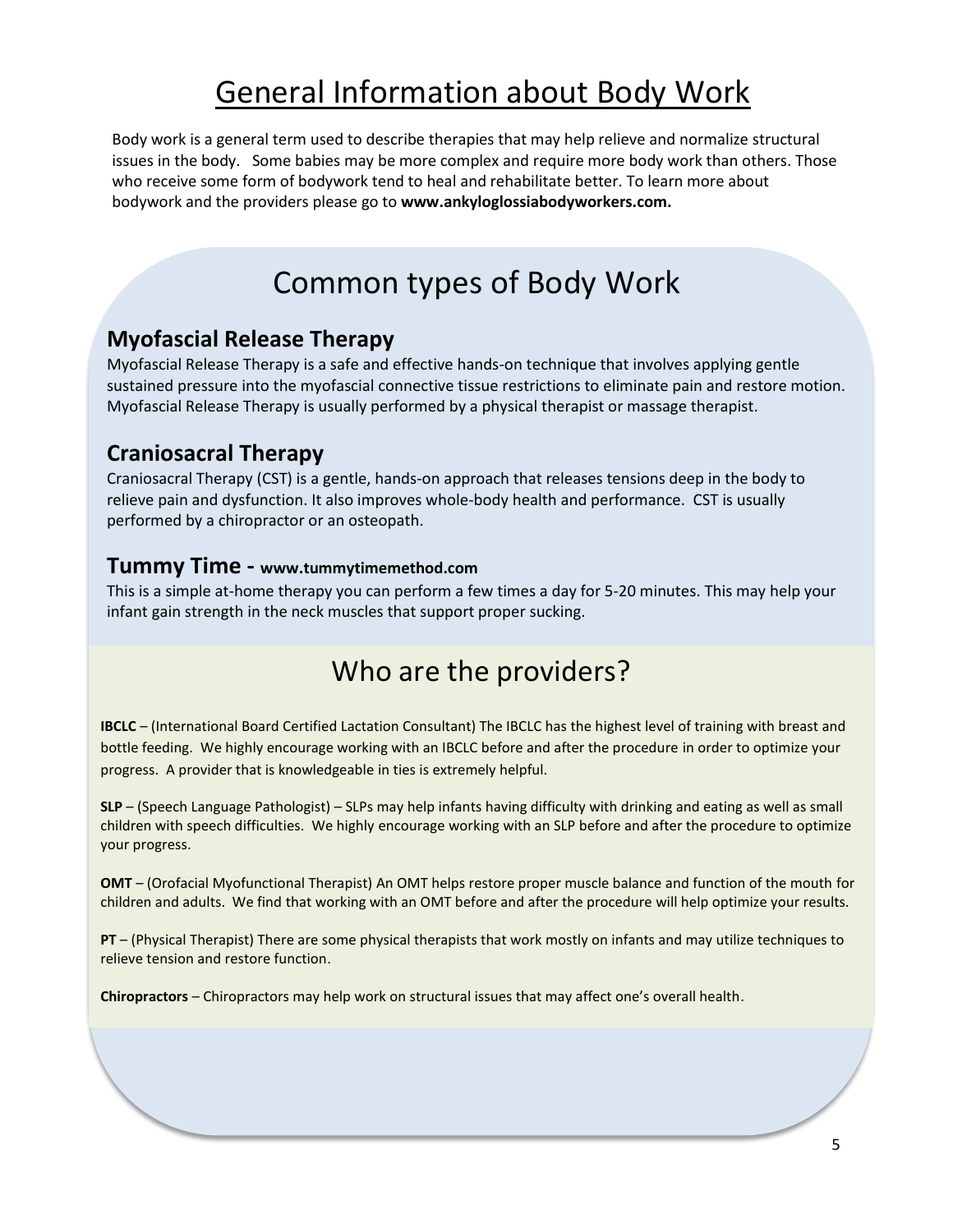# General Information about Body Work

Body work is a general term used to describe therapies that may help relieve and normalize structural issues in the body. Some babies may be more complex and require more body work than others. Those who receive some form of bodywork tend to heal and rehabilitate better. To learn more about bodywork and the providers please go to **www.ankyloglossiabodyworkers.com.**

## Common types of Body Work

### Myofascial Release Therapy

Myofascial Release Therapy is a safe and effective hands-on technique that involves applying gentle sustained pressure into the myofascial connective tissue restrictions to eliminate pain and restore motion. Myofascial Release Therapy is usually performed by a physical therapist or massage therapist.

### Craniosacral Therapy

Craniosacral Therapy (CST) is a gentle, hands-on approach that releases tensions deep in the body to relieve pain and dysfunction. It also improves whole-body health and performance. CST is usually performed by a chiropractor or an osteopath.

### Tummy Time - www.tummytimemethod.com

This is a simple at-home therapy you can perform a few times a day for 5-20 minutes. This may help your infant gain strength in the neck muscles that support proper sucking.

## Who are the providers?

**IBCLC** – (International Board Certified Lactation Consultant) The IBCLC has the highest level of training with breast and bottle feeding. We highly encourage working with an IBCLC before and after the procedure in order to optimize your progress. A provider that is knowledgeable in ties is extremely helpful.

**SLP** – (Speech Language Pathologist) – SLPs may help infants having difficulty with drinking and eating as well as small children with speech difficulties. We highly encourage working with an SLP before and after the procedure to optimize your progress.

**OMT** – (Orofacial Myofunctional Therapist) An OMT helps restore proper muscle balance and function of the mouth for children and adults. We find that working with an OMT before and after the procedure will help optimize your results.

**PT** – (Physical Therapist) There are some physical therapists that work mostly on infants and may utilize techniques to relieve tension and restore function.

**Chiropractors** – Chiropractors may help work on structural issues that may affect one's overall health.